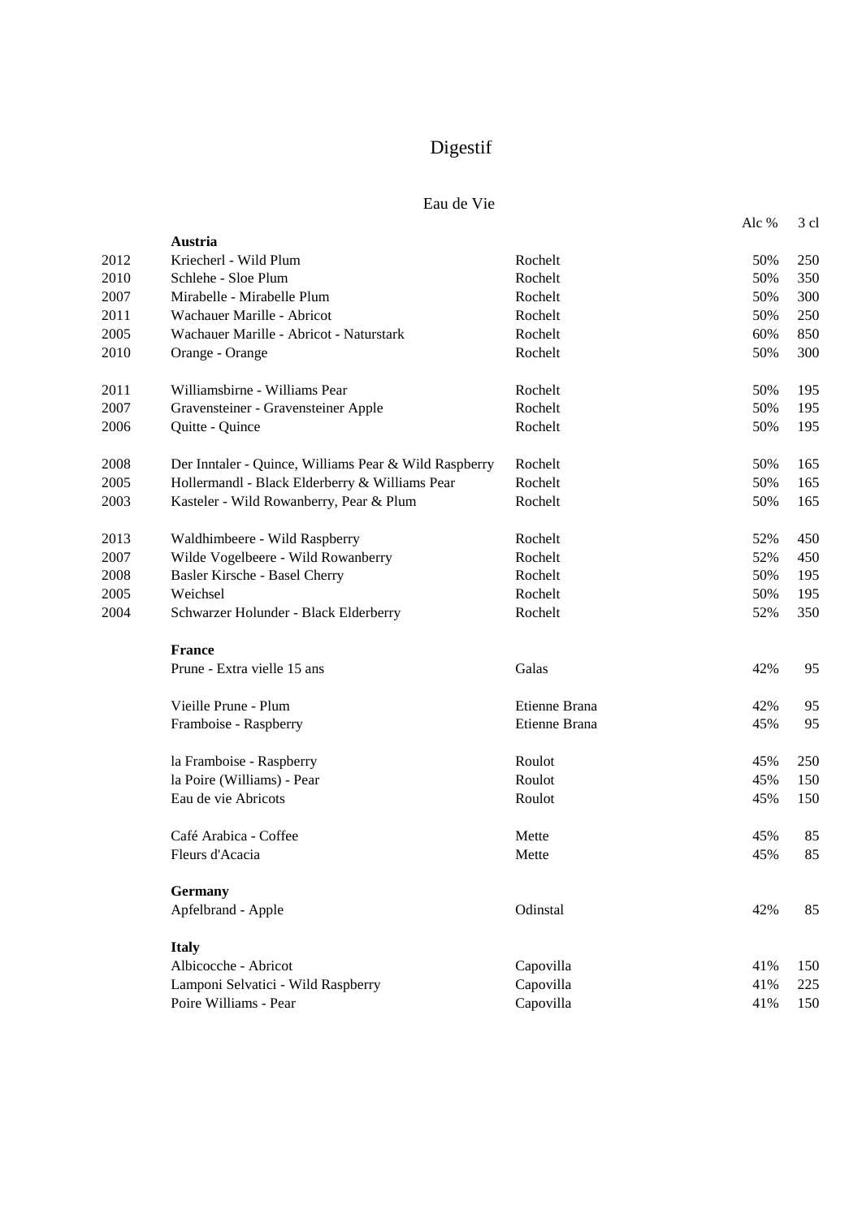# Digestif

## Eau de Vie

| | | | Alc % | 3 cl |
|---|---|---|---|---|
| | **Austria** | | | |
| 2012 | Kriecherl - Wild Plum | Rochelt | 50% | 250 |
| 2010 | Schlehe - Sloe Plum | Rochelt | 50% | 350 |
| 2007 | Mirabelle - Mirabelle Plum | Rochelt | 50% | 300 |
| 2011 | Wachauer Marille - Abricot | Rochelt | 50% | 250 |
| 2005 | Wachauer Marille - Abricot - Naturstark | Rochelt | 60% | 850 |
| 2010 | Orange - Orange | Rochelt | 50% | 300 |
| | | | | |
| 2011 | Williamsbirne - Williams Pear | Rochelt | 50% | 195 |
| 2007 | Gravensteiner - Gravensteiner Apple | Rochelt | 50% | 195 |
| 2006 | Quitte - Quince | Rochelt | 50% | 195 |
| | | | | |
| 2008 | Der Inntaler - Quince, Williams Pear & Wild Raspberry | Rochelt | 50% | 165 |
| 2005 | Hollermandl - Black Elderberry & Williams Pear | Rochelt | 50% | 165 |
| 2003 | Kasteler - Wild Rowanberry, Pear & Plum | Rochelt | 50% | 165 |
| | | | | |
| 2013 | Waldhimbeere - Wild Raspberry | Rochelt | 52% | 450 |
| 2007 | Wilde Vogelbeere - Wild Rowanberry | Rochelt | 52% | 450 |
| 2008 | Basler Kirsche - Basel Cherry | Rochelt | 50% | 195 |
| 2005 | Weichsel | Rochelt | 50% | 195 |
| 2004 | Schwarzer Holunder - Black Elderberry | Rochelt | 52% | 350 |
| | | | | |
| | **France** | | | |
| | Prune - Extra vielle 15 ans | Galas | 42% | 95 |
| | | | | |
| | Vieille Prune - Plum | Etienne Brana | 42% | 95 |
| | Framboise - Raspberry | Etienne Brana | 45% | 95 |
| | | | | |
| | la Framboise - Raspberry | Roulot | 45% | 250 |
| | la Poire (Williams) - Pear | Roulot | 45% | 150 |
| | Eau de vie Abricots | Roulot | 45% | 150 |
| | | | | |
| | Café Arabica - Coffee | Mette | 45% | 85 |
| | Fleurs d'Acacia | Mette | 45% | 85 |
| | | | | |
| | **Germany** | | | |
| | Apfelbrand - Apple | Odinstal | 42% | 85 |
| | | | | |
| | **Italy** | | | |
| | Albicocche - Abricot | Capovilla | 41% | 150 |
| | Lamponi Selvatici - Wild Raspberry | Capovilla | 41% | 225 |
| | Poire Williams - Pear | Capovilla | 41% | 150 |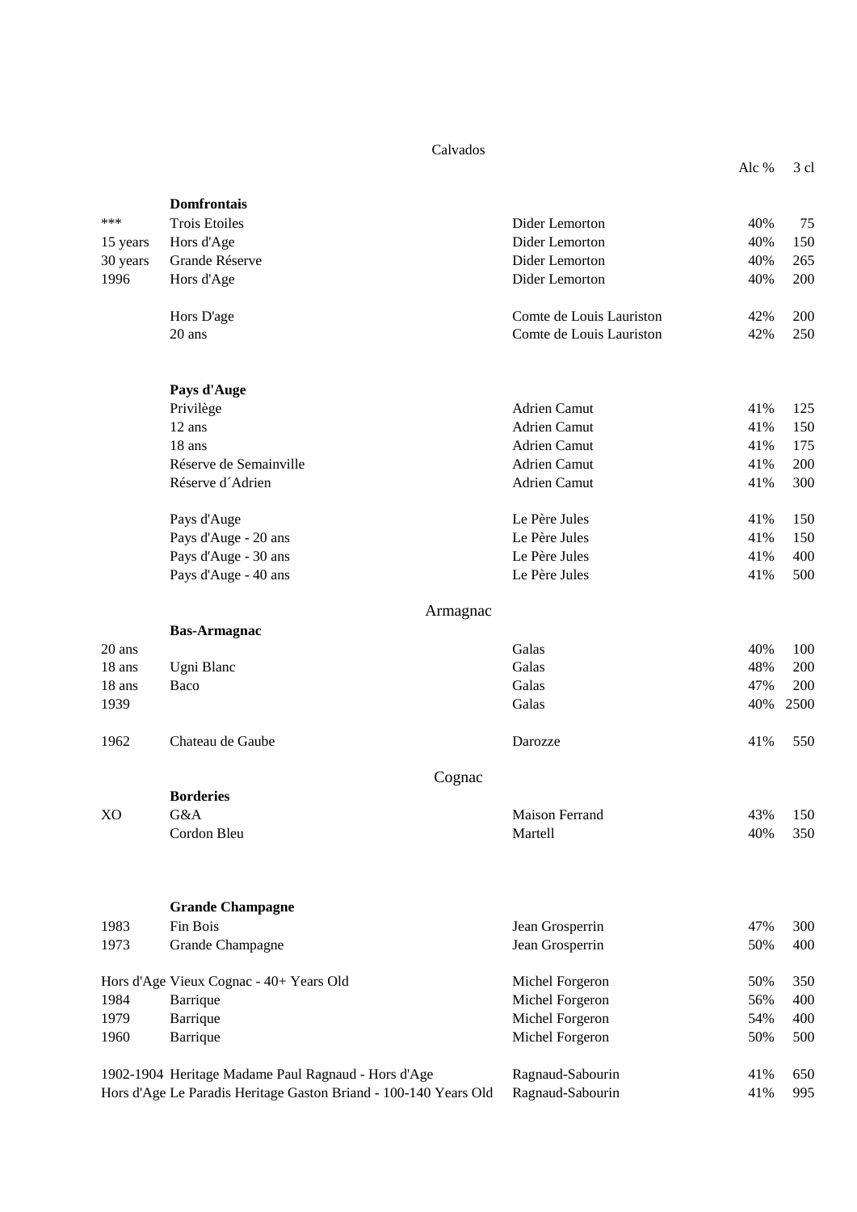## Calvados

| | | | Alc % | 3 cl |
|---|---|---|---|---|
| | **Domfrontais** | | | |
| *** | Trois Etoiles | Didier Lemorton | 40% | 75 |
| 15 years | Hors d'Age | Didier Lemorton | 40% | 150 |
| 30 years | Grande Réserve | Didier Lemorton | 40% | 265 |
| 1996 | Hors d'Age | Didier Lemorton | 40% | 200 |
| | Hors D'age | Comte de Louis Lauriston | 42% | 200 |
| | 20 ans | Comte de Louis Lauriston | 42% | 250 |
| | **Pays d'Auge** | | | |
| | Privilège | Adrien Camut | 41% | 125 |
| | 12 ans | Adrien Camut | 41% | 150 |
| | 18 ans | Adrien Camut | 41% | 175 |
| | Réserve de Semainville | Adrien Camut | 41% | 200 |
| | Réserve d´Adrien | Adrien Camut | 41% | 300 |
| | Pays d'Auge | Le Père Jules | 41% | 150 |
| | Pays d'Auge - 20 ans | Le Père Jules | 41% | 150 |
| | Pays d'Auge - 30 ans | Le Père Jules | 41% | 400 |
| | Pays d'Auge - 40 ans | Le Père Jules | 41% | 500 |

## Armagnac

| | | | Alc % | 3 cl |
|---|---|---|---|---|
| | **Bas-Armagnac** | | | |
| 20 ans | | Galas | 40% | 100 |
| 18 ans | Ugni Blanc | Galas | 48% | 200 |
| 18 ans | Baco | Galas | 47% | 200 |
| 1939 | | Galas | 40% | 2500 |
| 1962 | Chateau de Gaube | Darozze | 41% | 550 |

## Cognac

| | | | Alc % | 3 cl |
|---|---|---|---|---|
| | **Borderies** | | | |
| XO | G&A | Maison Ferrand | 43% | 150 |
| | Cordon Bleu | Martell | 40% | 350 |
| | **Grande Champagne** | | | |
| 1983 | Fin Bois | Jean Grosperrin | 47% | 300 |
| 1973 | Grande Champagne | Jean Grosperrin | 50% | 400 |
| Hors d'Age | Vieux Cognac - 40+ Years Old | Michel Forgeron | 50% | 350 |
| 1984 | Barrique | Michel Forgeron | 56% | 400 |
| 1979 | Barrique | Michel Forgeron | 54% | 400 |
| 1960 | Barrique | Michel Forgeron | 50% | 500 |
| 1902-1904 | Heritage Madame Paul Ragnaud - Hors d'Age | Ragnaud-Sabourin | 41% | 650 |
| Hors d'Age | Le Paradis Heritage Gaston Briand - 100-140 Years Old | Ragnaud-Sabourin | 41% | 995 |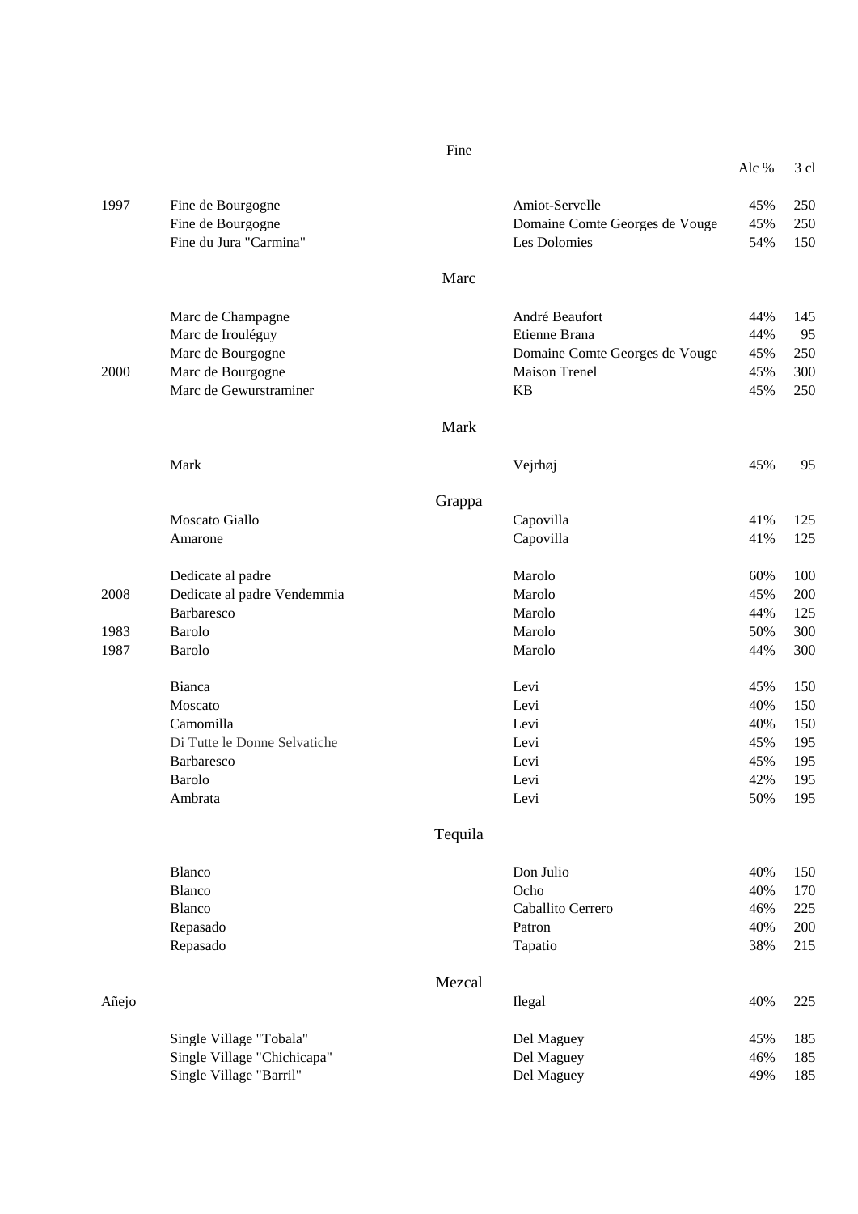## Fine

| | | | Alc % | 3 cl |
|---|---|---|---|---|
| 1997 | Fine de Bourgogne | Amiot-Servelle | 45% | 250 |
| | Fine de Bourgogne | Domaine Comte Georges de Vouge | 45% | 250 |
| | Fine du Jura "Carmina" | Les Dolomies | 54% | 150 |

## Marc

| | | | | |
|---|---|---|---|---|
| | Marc de Champagne | André Beaufort | 44% | 145 |
| | Marc de Irouléguy | Etienne Brana | 44% | 95 |
| | Marc de Bourgogne | Domaine Comte Georges de Vouge | 45% | 250 |
| 2000 | Marc de Bourgogne | Maison Trenel | 45% | 300 |
| | Marc de Gewurstraminer | KB | 45% | 250 |

## Mark

| | | | | |
|---|---|---|---|---|
| | Mark | Vejrhøj | 45% | 95 |

## Grappa

| | | | | |
|---|---|---|---|---|
| | Moscato Giallo | Capovilla | 41% | 125 |
| | Amarone | Capovilla | 41% | 125 |
| | Dedicate al padre | Marolo | 60% | 100 |
| 2008 | Dedicate al padre Vendemmia | Marolo | 45% | 200 |
| | Barbaresco | Marolo | 44% | 125 |
| 1983 | Barolo | Marolo | 50% | 300 |
| 1987 | Barolo | Marolo | 44% | 300 |
| | Bianca | Levi | 45% | 150 |
| | Moscato | Levi | 40% | 150 |
| | Camomilla | Levi | 40% | 150 |
| | Di Tutte le Donne Selvatiche | Levi | 45% | 195 |
| | Barbaresco | Levi | 45% | 195 |
| | Barolo | Levi | 42% | 195 |
| | Ambrata | Levi | 50% | 195 |

## Tequila

| | | | | |
|---|---|---|---|---|
| | Blanco | Don Julio | 40% | 150 |
| | Blanco | Ocho | 40% | 170 |
| | Blanco | Caballito Cerrero | 46% | 225 |
| | Repasado | Patron | 40% | 200 |
| | Repasado | Tapatio | 38% | 215 |

## Mezcal

| | | | | |
|---|---|---|---|---|
| Añejo | | Ilegal | 40% | 225 |
| | Single Village "Tobala" | Del Maguey | 45% | 185 |
| | Single Village "Chichicapa" | Del Maguey | 46% | 185 |
| | Single Village "Barril" | Del Maguey | 49% | 185 |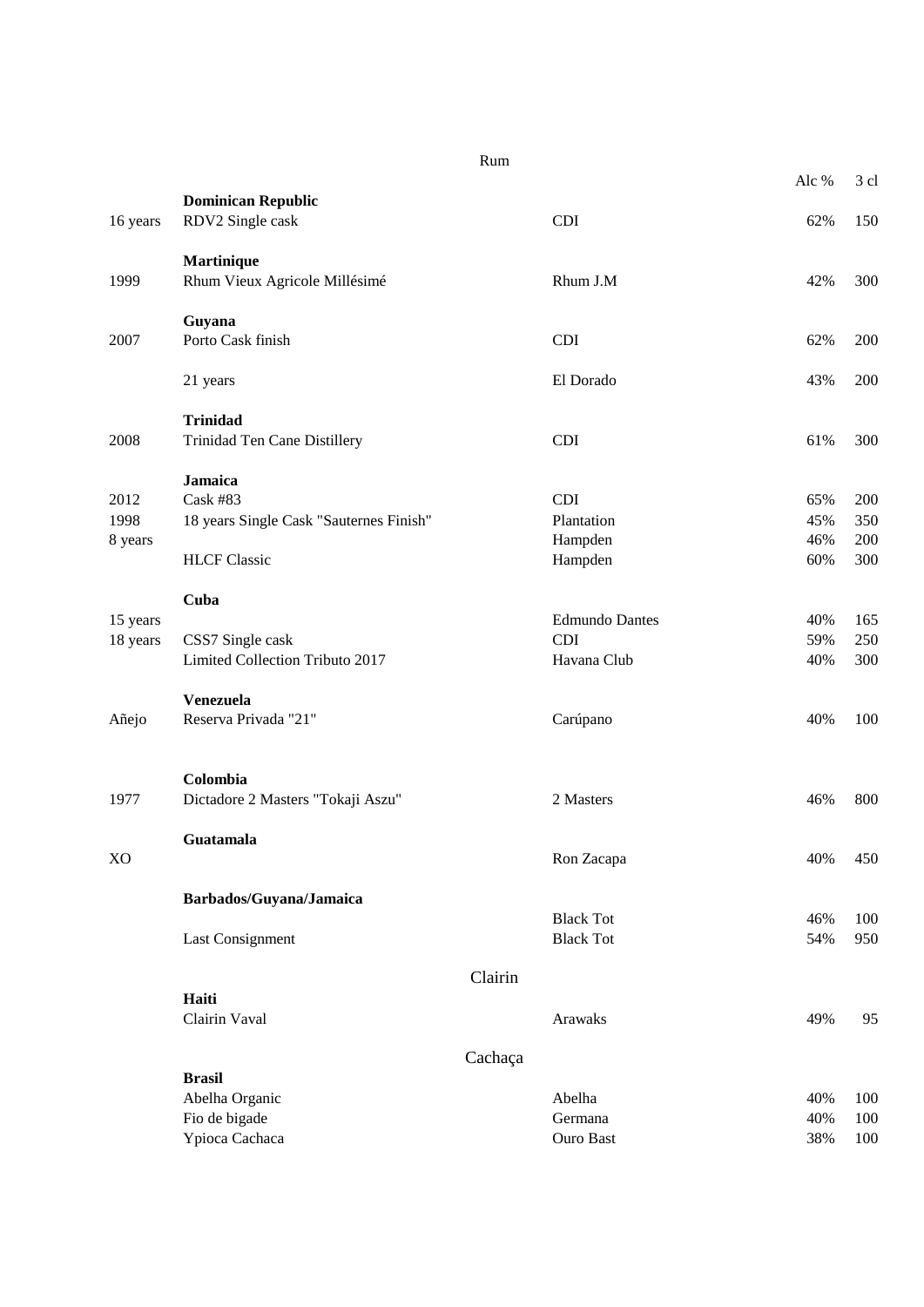## Rum

| | | | Alc % | 3 cl |
|---|---|---|---|---|
| | **Dominican Republic** | | | |
| 16 years | RDV2 Single cask | CDI | 62% | 150 |
| | **Martinique** | | | |
| 1999 | Rhum Vieux Agricole Millésimé | Rhum J.M | 42% | 300 |
| | **Guyana** | | | |
| 2007 | Porto Cask finish | CDI | 62% | 200 |
| | 21 years | El Dorado | 43% | 200 |
| | **Trinidad** | | | |
| 2008 | Trinidad Ten Cane Distillery | CDI | 61% | 300 |
| | **Jamaica** | | | |
| 2012 | Cask #83 | CDI | 65% | 200 |
| 1998 | 18 years Single Cask "Sauternes Finish" | Plantation | 45% | 350 |
| 8 years | | Hampden | 46% | 200 |
| | HLCF Classic | Hampden | 60% | 300 |
| | **Cuba** | | | |
| 15 years | | Edmundo Dantes | 40% | 165 |
| 18 years | CSS7 Single cask | CDI | 59% | 250 |
| | Limited Collection Tributo 2017 | Havana Club | 40% | 300 |
| | **Venezuela** | | | |
| Añejo | Reserva Privada "21" | Carúpano | 40% | 100 |
| | **Colombia** | | | |
| 1977 | Dictadore 2 Masters "Tokaji Aszu" | 2 Masters | 46% | 800 |
| | **Guatamala** | | | |
| XO | | Ron Zacapa | 40% | 450 |
| | **Barbados/Guyana/Jamaica** | | | |
| | | Black Tot | 46% | 100 |
| | Last Consignment | Black Tot | 54% | 950 |

## Clairin

| | | | | |
|---|---|---|---|---|
| | **Haiti** | | | |
| | Clairin Vaval | Arawaks | 49% | 95 |

## Cachaça

| | | | | |
|---|---|---|---|---|
| | **Brasil** | | | |
| | Abelha Organic | Abelha | 40% | 100 |
| | Fio de bigade | Germana | 40% | 100 |
| | Ypioca Cachaca | Ouro Bast | 38% | 100 |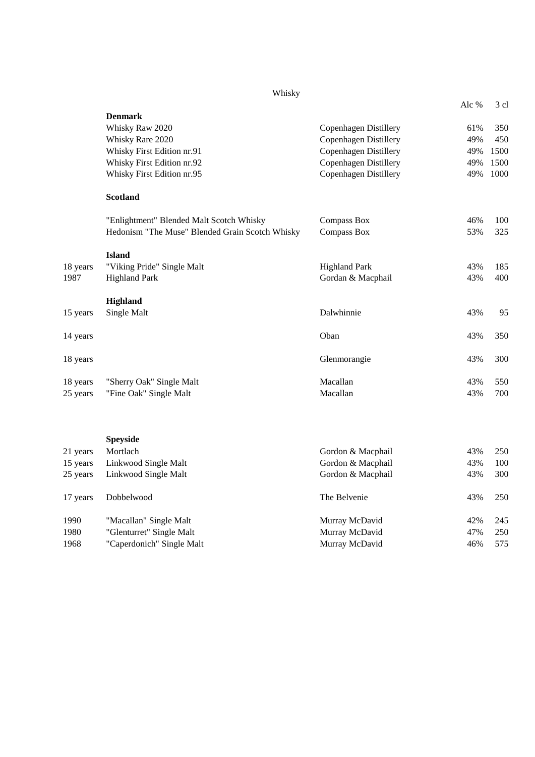# Whisky

| | | | Alc % | 3 cl |
|---|---|---|---|---|
| | **Denmark** | | | |
| | Whisky Raw 2020 | Copenhagen Distillery | 61% | 350 |
| | Whisky Rare 2020 | Copenhagen Distillery | 49% | 450 |
| | Whisky First Edition nr.91 | Copenhagen Distillery | 49% | 1500 |
| | Whisky First Edition nr.92 | Copenhagen Distillery | 49% | 1500 |
| | Whisky First Edition nr.95 | Copenhagen Distillery | 49% | 1000 |
| | **Scotland** | | | |
| | "Enlightment" Blended Malt Scotch Whisky | Compass Box | 46% | 100 |
| | Hedonism "The Muse" Blended Grain Scotch Whisky | Compass Box | 53% | 325 |
| | **Island** | | | |
| 18 years | "Viking Pride" Single Malt | Highland Park | 43% | 185 |
| 1987 | Highland Park | Gordan & Macphail | 43% | 400 |
| | **Highland** | | | |
| 15 years | Single Malt | Dalwhinnie | 43% | 95 |
| 14 years | | Oban | 43% | 350 |
| 18 years | | Glenmorangie | 43% | 300 |
| 18 years | "Sherry Oak" Single Malt | Macallan | 43% | 550 |
| 25 years | "Fine Oak" Single Malt | Macallan | 43% | 700 |
| | **Speyside** | | | |
| 21 years | Mortlach | Gordon & Macphail | 43% | 250 |
| 15 years | Linkwood Single Malt | Gordon & Macphail | 43% | 100 |
| 25 years | Linkwood Single Malt | Gordon & Macphail | 43% | 300 |
| 17 years | Dobbelwood | The Belvenie | 43% | 250 |
| 1990 | "Macallan" Single Malt | Murray McDavid | 42% | 245 |
| 1980 | "Glenturret" Single Malt | Murray McDavid | 47% | 250 |
| 1968 | "Caperdonich" Single Malt | Murray McDavid | 46% | 575 |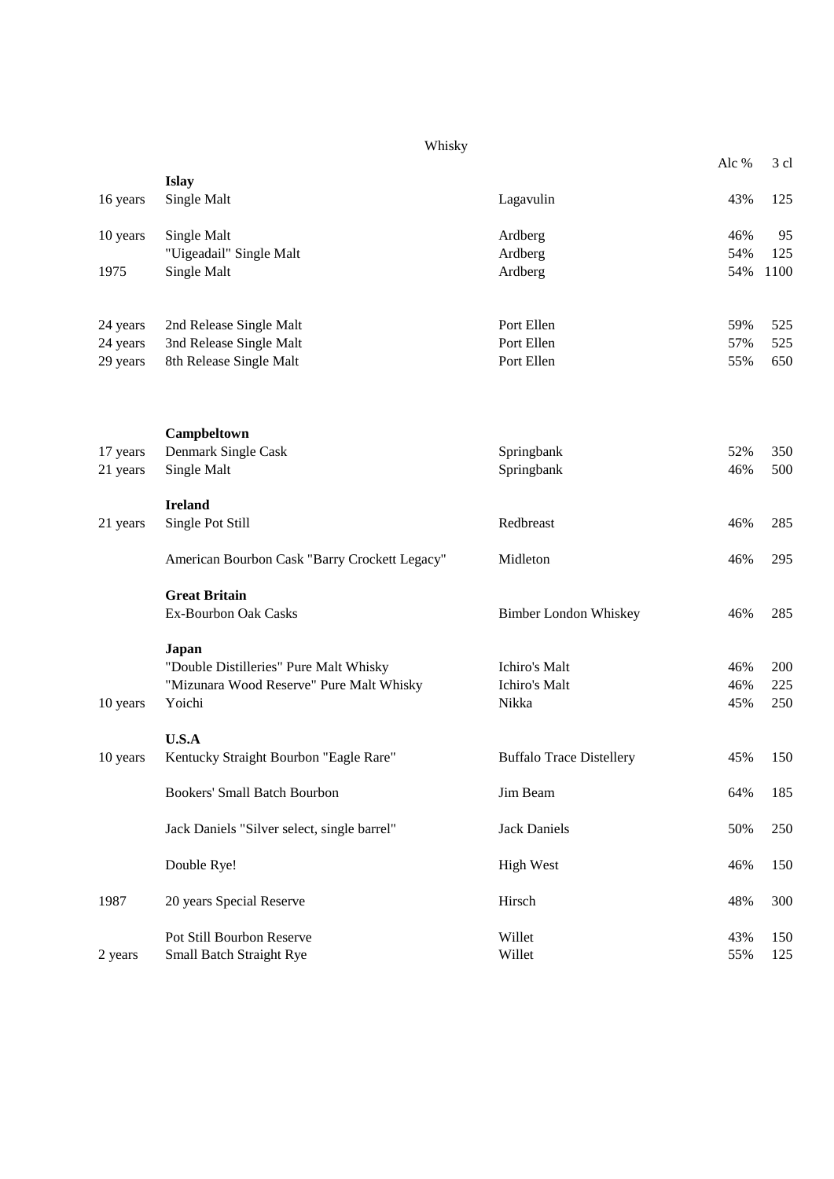# Whisky

| | | | Alc % | 3 cl |
|---|---|---|---|---|
| | **Islay** | | | |
| 16 years | Single Malt | Lagavulin | 43% | 125 |
| 10 years | Single Malt | Ardberg | 46% | 95 |
| | "Uigeadail" Single Malt | Ardberg | 54% | 125 |
| 1975 | Single Malt | Ardberg | 54% | 1100 |
| 24 years | 2nd Release Single Malt | Port Ellen | 59% | 525 |
| 24 years | 3nd Release Single Malt | Port Ellen | 57% | 525 |
| 29 years | 8th Release Single Malt | Port Ellen | 55% | 650 |
| | **Campbeltown** | | | |
| 17 years | Denmark Single Cask | Springbank | 52% | 350 |
| 21 years | Single Malt | Springbank | 46% | 500 |
| | **Ireland** | | | |
| 21 years | Single Pot Still | Redbreast | 46% | 285 |
| | American Bourbon Cask "Barry Crockett Legacy" | Midleton | 46% | 295 |
| | **Great Britain** | | | |
| | Ex-Bourbon Oak Casks | Bimber London Whiskey | 46% | 285 |
| | **Japan** | | | |
| | "Double Distilleries" Pure Malt Whisky | Ichiro's Malt | 46% | 200 |
| | "Mizunara Wood Reserve" Pure Malt Whisky | Ichiro's Malt | 46% | 225 |
| 10 years | Yoichi | Nikka | 45% | 250 |
| | **U.S.A** | | | |
| 10 years | Kentucky Straight Bourbon "Eagle Rare" | Buffalo Trace Distellery | 45% | 150 |
| | Bookers' Small Batch Bourbon | Jim Beam | 64% | 185 |
| | Jack Daniels "Silver select, single barrel" | Jack Daniels | 50% | 250 |
| | Double Rye! | High West | 46% | 150 |
| 1987 | 20 years Special Reserve | Hirsch | 48% | 300 |
| | Pot Still Bourbon Reserve | Willet | 43% | 150 |
| 2 years | Small Batch Straight Rye | Willet | 55% | 125 |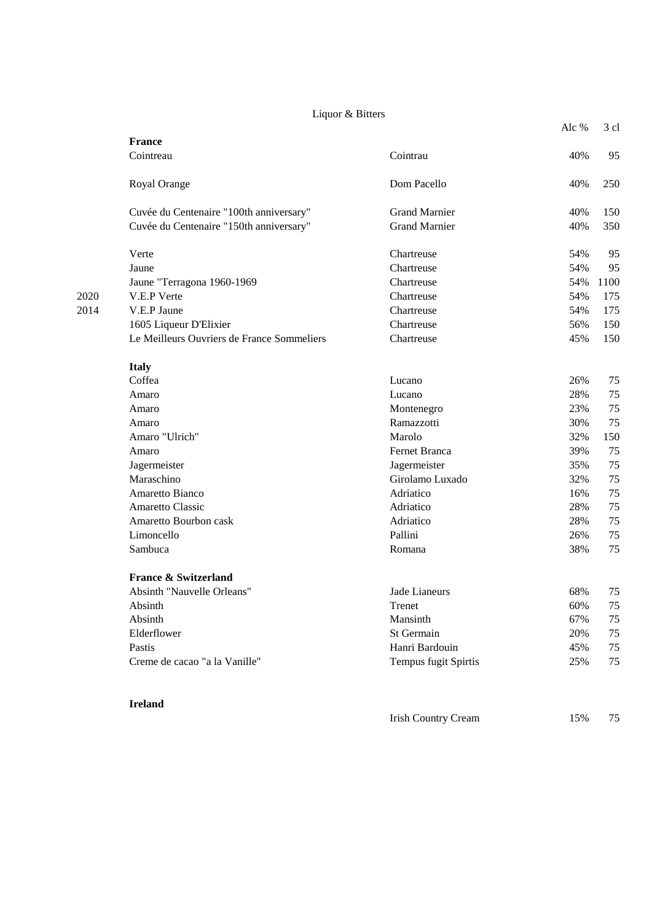# Liquor & Bitters

| | | | Alc % | 3 cl |
|---|---|---|---|---|
| | **France** | | | |
| | Cointreau | Cointrau | 40% | 95 |
| | Royal Orange | Dom Pacello | 40% | 250 |
| | Cuvée du Centenaire "100th anniversary" | Grand Marnier | 40% | 150 |
| | Cuvée du Centenaire "150th anniversary" | Grand Marnier | 40% | 350 |
| | Verte | Chartreuse | 54% | 95 |
| | Jaune | Chartreuse | 54% | 95 |
| | Jaune "Terragona 1960-1969 | Chartreuse | 54% | 1100 |
| 2020 | V.E.P Verte | Chartreuse | 54% | 175 |
| 2014 | V.E.P Jaune | Chartreuse | 54% | 175 |
| | 1605 Liqueur D'Elixier | Chartreuse | 56% | 150 |
| | Le Meilleurs Ouvriers de France Sommeliers | Chartreuse | 45% | 150 |
| | **Italy** | | | |
| | Coffea | Lucano | 26% | 75 |
| | Amaro | Lucano | 28% | 75 |
| | Amaro | Montenegro | 23% | 75 |
| | Amaro | Ramazzotti | 30% | 75 |
| | Amaro "Ulrich" | Marolo | 32% | 150 |
| | Amaro | Fernet Branca | 39% | 75 |
| | Jagermeister | Jagermeister | 35% | 75 |
| | Maraschino | Girolamo Luxado | 32% | 75 |
| | Amaretto Bianco | Adriatico | 16% | 75 |
| | Amaretto Classic | Adriatico | 28% | 75 |
| | Amaretto Bourbon cask | Adriatico | 28% | 75 |
| | Limoncello | Pallini | 26% | 75 |
| | Sambuca | Romana | 38% | 75 |
| | **France & Switzerland** | | | |
| | Absinth "Nauvelle Orleans" | Jade Lianeurs | 68% | 75 |
| | Absinth | Trenet | 60% | 75 |
| | Absinth | Mansinth | 67% | 75 |
| | Elderflower | St Germain | 20% | 75 |
| | Pastis | Hanri Bardouin | 45% | 75 |
| | Creme de cacao "a la Vanille" | Tempus fugit Spirtis | 25% | 75 |
| | **Ireland** | | | |
| | | Irish Country Cream | 15% | 75 |